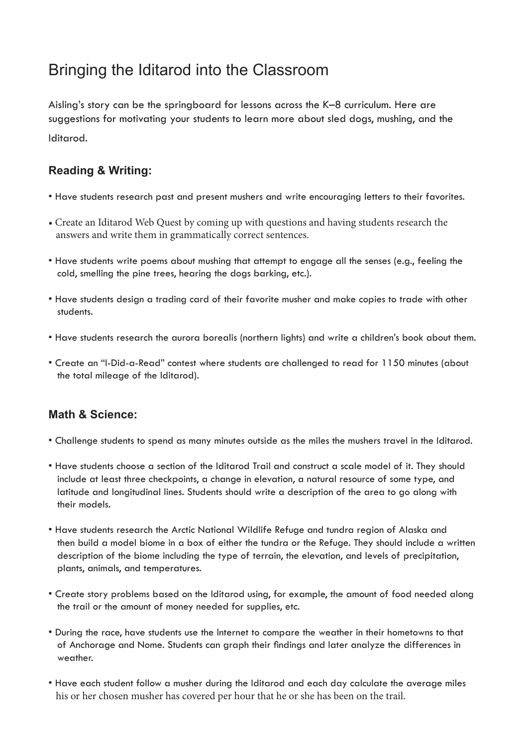# Bringing the Iditarod into the Classroom

Aisling's story can be the springboard for lessons across the K–8 curriculum. Here are suggestions for motivating your students to learn more about sled dogs, mushing, and the Iditarod.

## Reading & Writing:

- Have students research past and present mushers and write encouraging letters to their favorites.
- Create an Iditarod Web Quest by coming up with questions and having students research the answers and write them in grammatically correct sentences.
- Have students write poems about mushing that attempt to engage all the senses (e.g., feeling the cold, smelling the pine trees, hearing the dogs barking, etc.).
- Have students design a trading card of their favorite musher and make copies to trade with other students.
- Have students research the aurora borealis (northern lights) and write a children's book about them.
- Create an "I-Did-a-Read" contest where students are challenged to read for 1150 minutes (about the total mileage of the Iditarod).

## Math & Science:

- Challenge students to spend as many minutes outside as the miles the mushers travel in the Iditarod.
- Have students choose a section of the Iditarod Trail and construct a scale model of it. They should include at least three checkpoints, a change in elevation, a natural resource of some type, and latitude and longitudinal lines. Students should write a description of the area to go along with their models.
- Have students research the Arctic National Wildlife Refuge and tundra region of Alaska and then build a model biome in a box of either the tundra or the Refuge. They should include a written description of the biome including the type of terrain, the elevation, and levels of precipitation, plants, animals, and temperatures.
- Create story problems based on the Iditarod using, for example, the amount of food needed along the trail or the amount of money needed for supplies, etc.
- During the race, have students use the Internet to compare the weather in their hometowns to that of Anchorage and Nome. Students can graph their findings and later analyze the differences in weather.
- Have each student follow a musher during the Iditarod and each day calculate the average miles his or her chosen musher has covered per hour that he or she has been on the trail.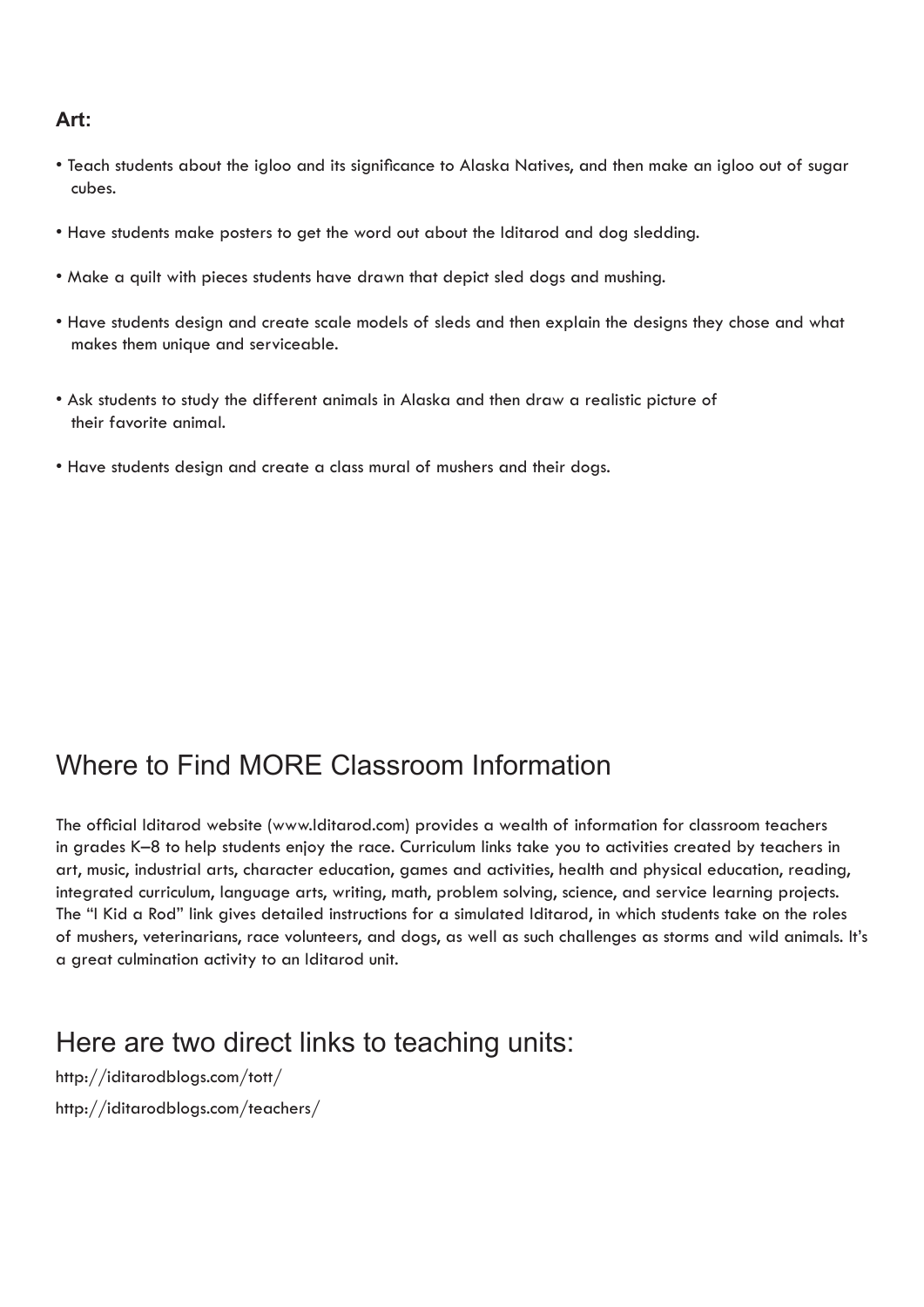### Art:

- Teach students about the igloo and its significance to Alaska Natives, and then make an igloo out of sugar cubes.
- Have students make posters to get the word out about the Iditarod and dog sledding.
- Make a quilt with pieces students have drawn that depict sled dogs and mushing.
- Have students design and create scale models of sleds and then explain the designs they chose and what makes them unique and serviceable.
- Ask students to study the different animals in Alaska and then draw a realistic picture of their favorite animal.
- Have students design and create a class mural of mushers and their dogs.

## Where to Find MORE Classroom Information

The official Iditarod website (www.Iditarod.com) provides a wealth of information for classroom teachers in grades K–8 to help students enjoy the race. Curriculum links take you to activities created by teachers in art, music, industrial arts, character education, games and activities, health and physical education, reading, integrated curriculum, language arts, writing, math, problem solving, science, and service learning projects. The "I Kid a Rod" link gives detailed instructions for a simulated Iditarod, in which students take on the roles of mushers, veterinarians, race volunteers, and dogs, as well as such challenges as storms and wild animals. It's a great culmination activity to an Iditarod unit.

## Here are two direct links to teaching units:

http://iditarodblogs.com/tott/

http://iditarodblogs.com/teachers/